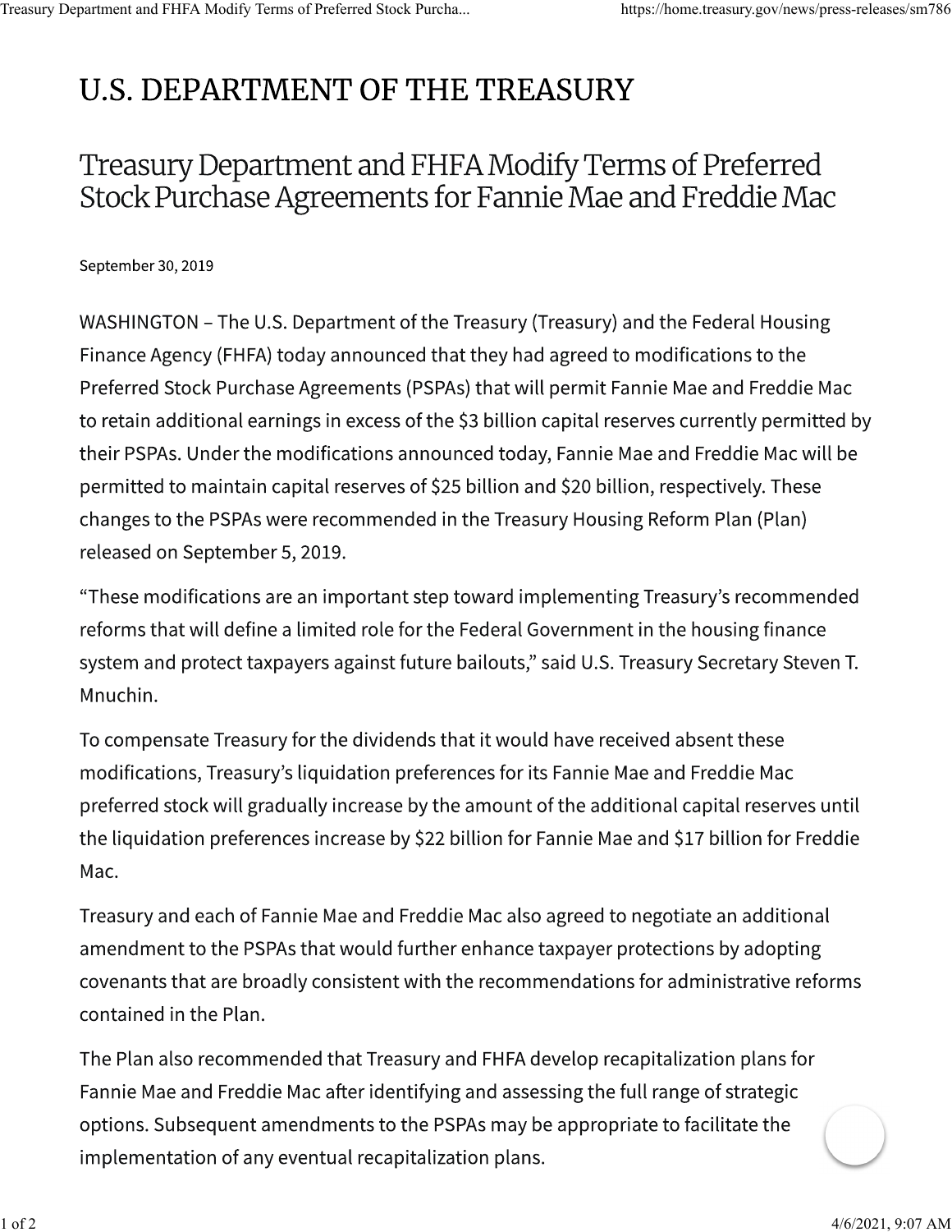# U.S. DEPARTMENT OF THE TREASURY

## Treasury Department and FHFA Modify Terms of Preferred Stock Purchase Agreements for Fannie Mae and Freddie Mac

September 30, 2019

WASHINGTON – The U.S. Department of the Treasury (Treasury) and the Federal Housing Finance Agency (FHFA) today announced that they had agreed to modifications to the Preferred Stock Purchase Agreements (PSPAs) that will permit Fannie Mae and Freddie Mac to retain additional earnings in excess of the $3 billion capital reserves currently permitted by their PSPAs. Under the modifications announced today, Fannie Mae and Freddie Mac will be permitted to maintain capital reserves of $25 billion and $20 billion, respectively. These changes to the PSPAs were recommended in the Treasury Housing Reform Plan (Plan) released on September 5, 2019.

"These modifications are an important step toward implementing Treasury's recommended reforms that will define a limited role for the Federal Government in the housing finance system and protect taxpayers against future bailouts," said U.S. Treasury Secretary Steven T. Mnuchin.

To compensate Treasury for the dividends that it would have received absent these modifications, Treasury's liquidation preferences for its Fannie Mae and Freddie Mac preferred stock will gradually increase by the amount of the additional capital reserves until the liquidation preferences increase by $22 billion for Fannie Mae and $17 billion for Freddie Mac.

Treasury and each of Fannie Mae and Freddie Mac also agreed to negotiate an additional amendment to the PSPAs that would further enhance taxpayer protections by adopting covenants that are broadly consistent with the recommendations for administrative reforms contained in the Plan.

The Plan also recommended that Treasury and FHFA develop recapitalization plans for Fannie Mae and Freddie Mac after identifying and assessing the full range of strategic options. Subsequent amendments to the PSPAs may be appropriate to facilitate the implementation of any eventual recapitalization plans.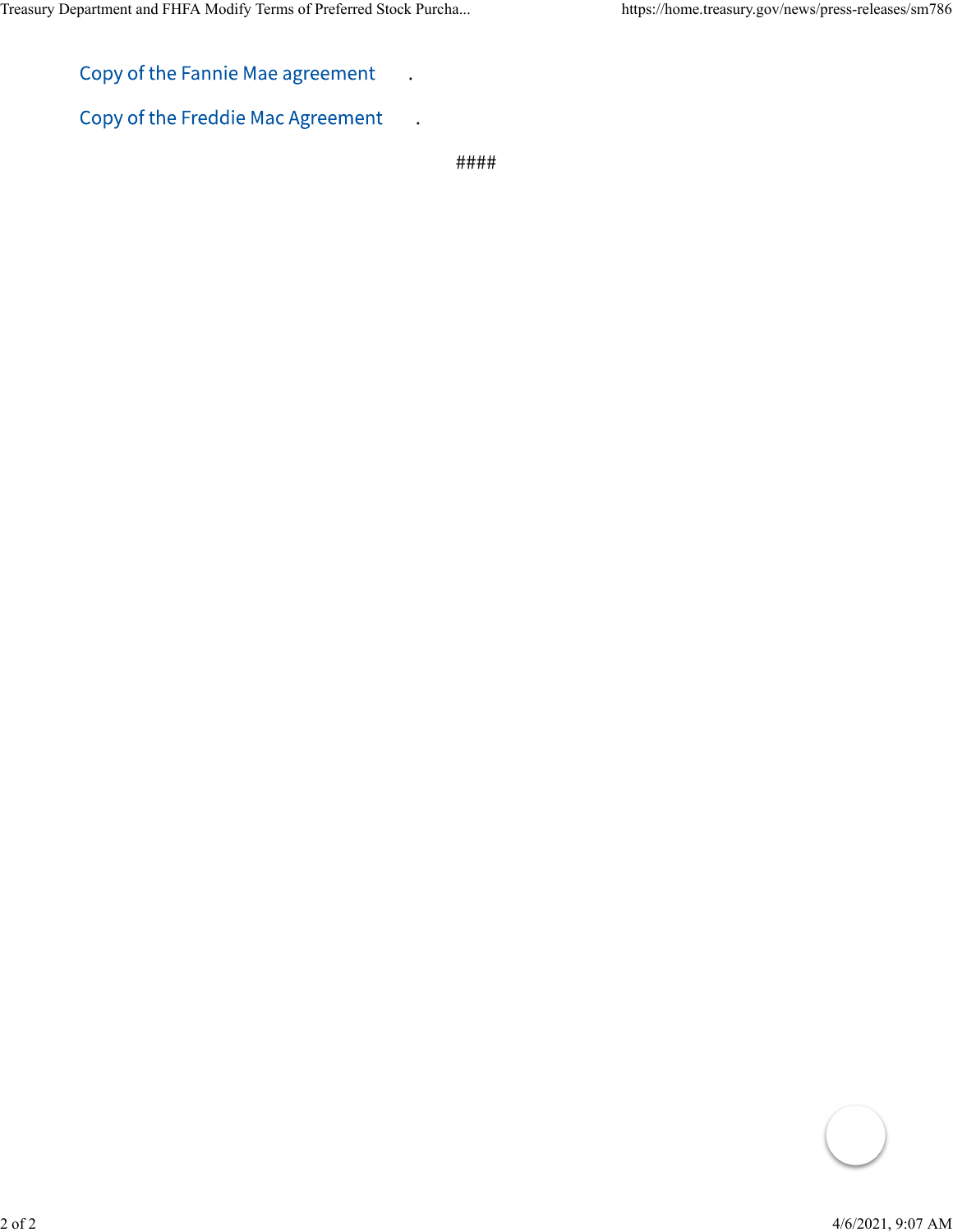Copy of the Fannie Mae agreement .

Copy of the Freddie Mac Agreement .

####